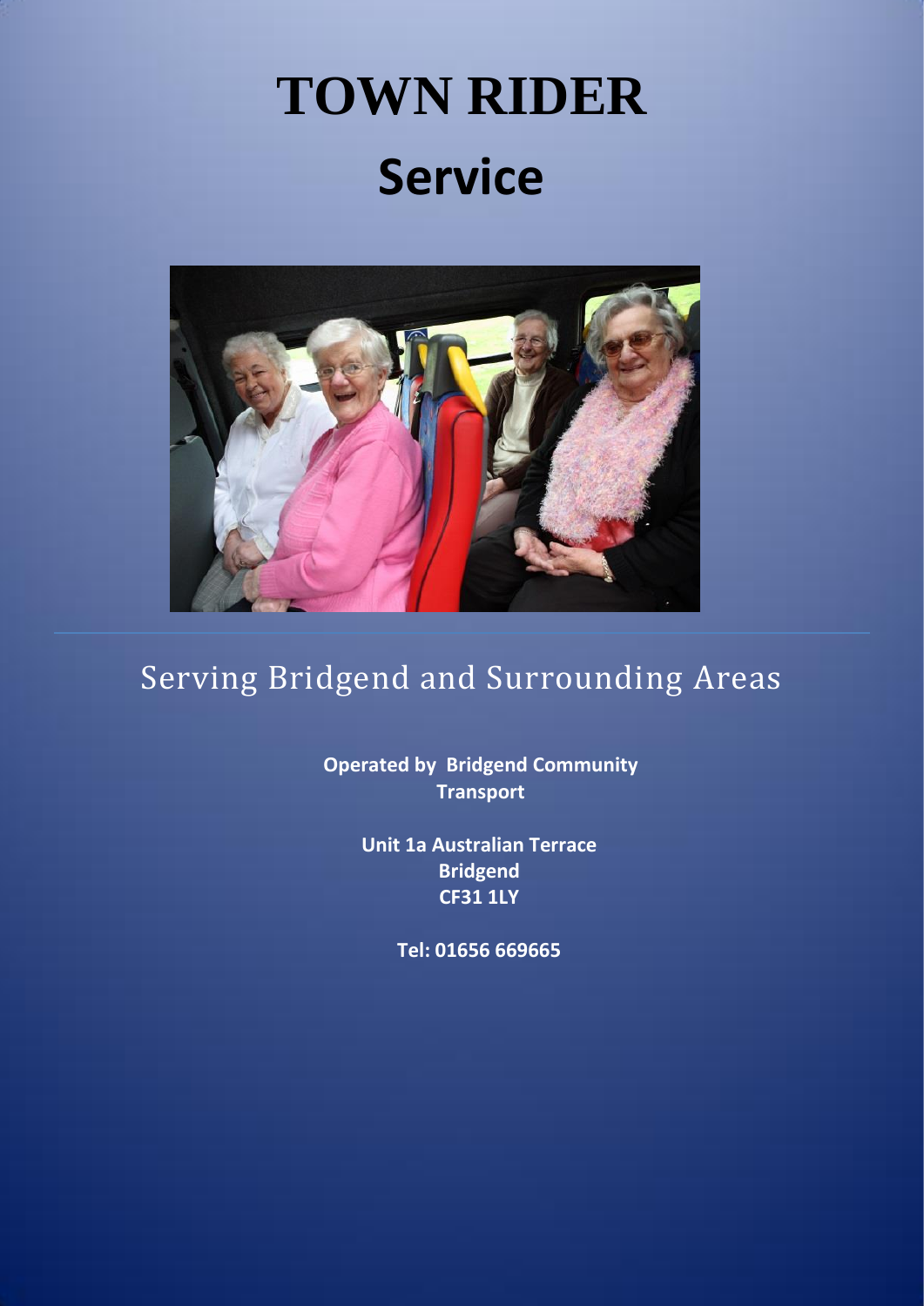# TOWN RIDER

## Service

Serving Bridgend and Surrounding Areas

**Operated by Bridgend Community Transport**

**Unit 1a Australian Terrace**
**Bridgend**
**CF31 1LY**

**Tel: 01656 669665**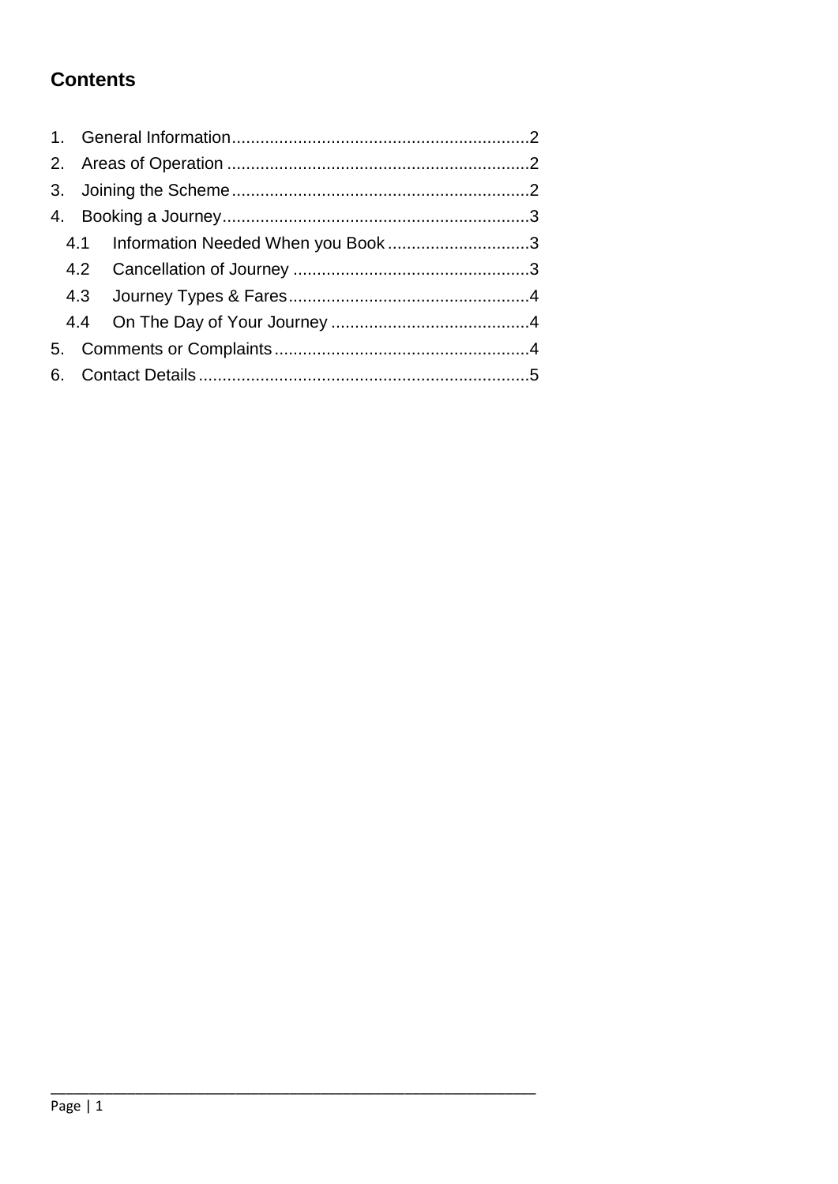## Contents

1. General Information ............................................................ 2
2. Areas of Operation ............................................................ 2
3. Joining the Scheme ............................................................ 2
4. Booking a Journey ............................................................ 3
   - 4.1 Information Needed When you Book ............................ 3
   - 4.2 Cancellation of Journey ............................................ 3
   - 4.3 Journey Types & Fares ............................................ 4
   - 4.4 On The Day of Your Journey ...................................... 4
5. Comments or Complaints ...................................................... 4
6. Contact Details .................................................................. 5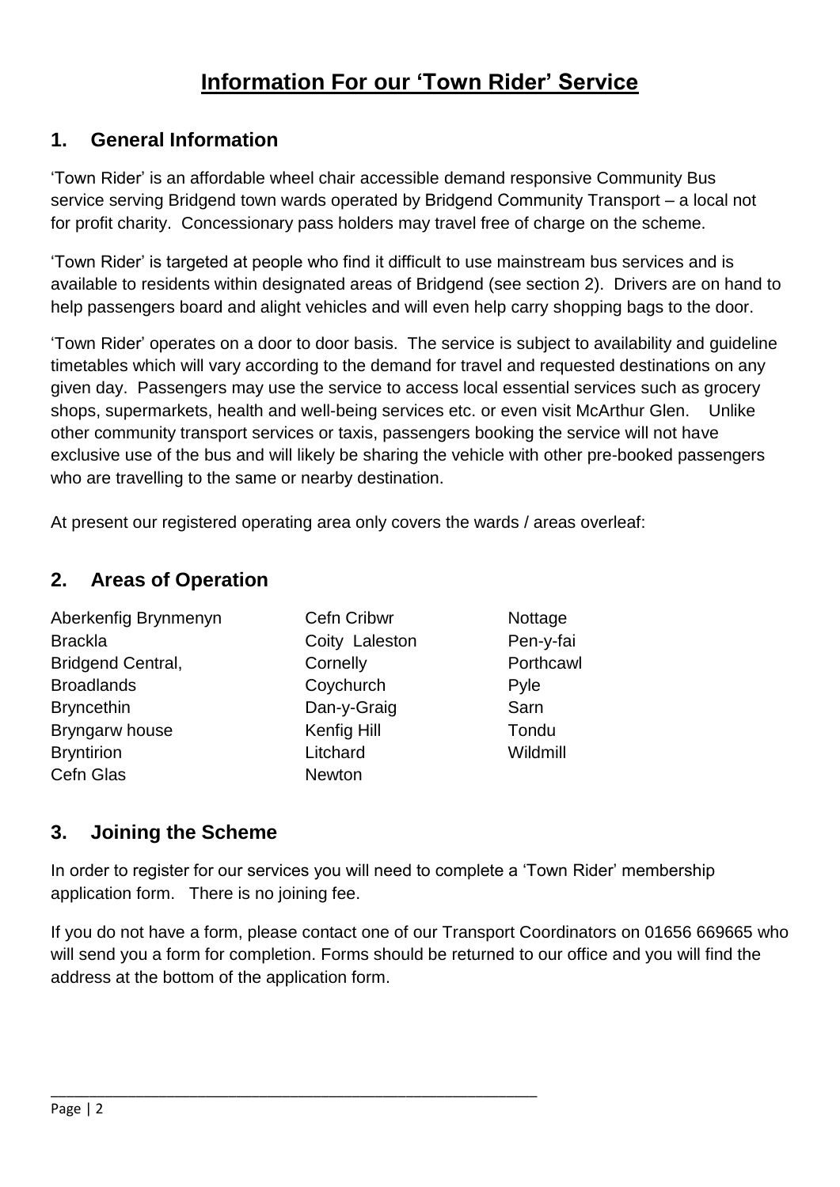# Information For our 'Town Rider' Service

## 1. General Information

'Town Rider' is an affordable wheel chair accessible demand responsive Community Bus service serving Bridgend town wards operated by Bridgend Community Transport – a local not for profit charity. Concessionary pass holders may travel free of charge on the scheme.

'Town Rider' is targeted at people who find it difficult to use mainstream bus services and is available to residents within designated areas of Bridgend (see section 2). Drivers are on hand to help passengers board and alight vehicles and will even help carry shopping bags to the door.

'Town Rider' operates on a door to door basis. The service is subject to availability and guideline timetables which will vary according to the demand for travel and requested destinations on any given day. Passengers may use the service to access local essential services such as grocery shops, supermarkets, health and well-being services etc. or even visit McArthur Glen. Unlike other community transport services or taxis, passengers booking the service will not have exclusive use of the bus and will likely be sharing the vehicle with other pre-booked passengers who are travelling to the same or nearby destination.

At present our registered operating area only covers the wards / areas overleaf:

## 2. Areas of Operation

| | | |
|---|---|---|
| Aberkenfig Brynmenyn | Cefn Cribwr | Nottage |
| Brackla | Coity Laleston | Pen-y-fai |
| Bridgend Central, | Cornelly | Porthcawl |
| Broadlands | Coychurch | Pyle |
| Bryncethin | Dan-y-Graig | Sarn |
| Bryngarw house | Kenfig Hill | Tondu |
| Bryntirion | Litchard | Wildmill |
| Cefn Glas | Newton | |

## 3. Joining the Scheme

In order to register for our services you will need to complete a 'Town Rider' membership application form. There is no joining fee.

If you do not have a form, please contact one of our Transport Coordinators on 01656 669665 who will send you a form for completion. Forms should be returned to our office and you will find the address at the bottom of the application form.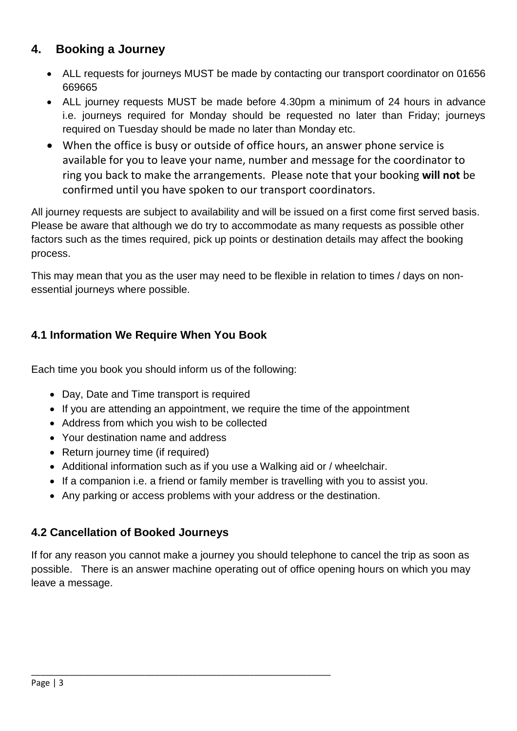## 4. Booking a Journey

- ALL requests for journeys MUST be made by contacting our transport coordinator on 01656 669665
- ALL journey requests MUST be made before 4.30pm a minimum of 24 hours in advance i.e. journeys required for Monday should be requested no later than Friday; journeys required on Tuesday should be made no later than Monday etc.
- When the office is busy or outside of office hours, an answer phone service is available for you to leave your name, number and message for the coordinator to ring you back to make the arrangements. Please note that your booking **will not** be confirmed until you have spoken to our transport coordinators.

All journey requests are subject to availability and will be issued on a first come first served basis. Please be aware that although we do try to accommodate as many requests as possible other factors such as the times required, pick up points or destination details may affect the booking process.

This may mean that you as the user may need to be flexible in relation to times / days on non-essential journeys where possible.

### 4.1 Information We Require When You Book

Each time you book you should inform us of the following:

- Day, Date and Time transport is required
- If you are attending an appointment, we require the time of the appointment
- Address from which you wish to be collected
- Your destination name and address
- Return journey time (if required)
- Additional information such as if you use a Walking aid or / wheelchair.
- If a companion i.e. a friend or family member is travelling with you to assist you.
- Any parking or access problems with your address or the destination.

### 4.2 Cancellation of Booked Journeys

If for any reason you cannot make a journey you should telephone to cancel the trip as soon as possible. There is an answer machine operating out of office opening hours on which you may leave a message.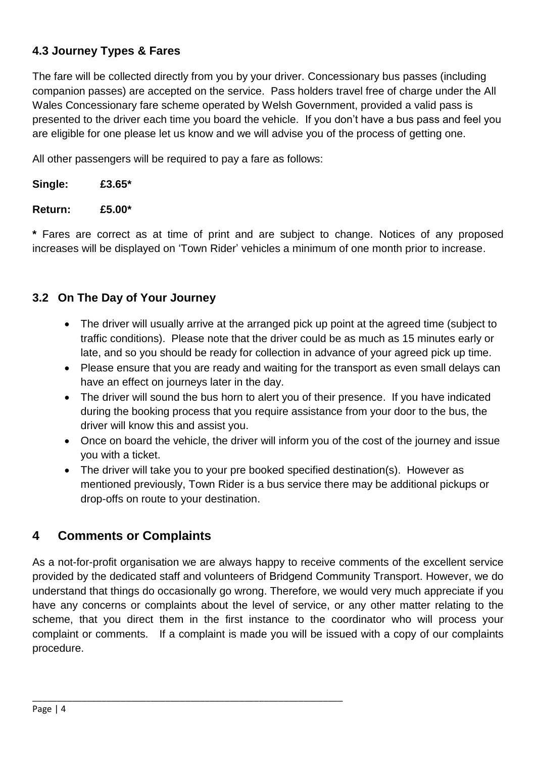### 4.3 Journey Types & Fares

The fare will be collected directly from you by your driver. Concessionary bus passes (including companion passes) are accepted on the service. Pass holders travel free of charge under the All Wales Concessionary fare scheme operated by Welsh Government, provided a valid pass is presented to the driver each time you board the vehicle. If you don't have a bus pass and feel you are eligible for one please let us know and we will advise you of the process of getting one.

All other passengers will be required to pay a fare as follows:

**Single: £3.65***

**Return: £5.00***

**\*** Fares are correct as at time of print and are subject to change. Notices of any proposed increases will be displayed on 'Town Rider' vehicles a minimum of one month prior to increase.

### 3.2 On The Day of Your Journey

- The driver will usually arrive at the arranged pick up point at the agreed time (subject to traffic conditions). Please note that the driver could be as much as 15 minutes early or late, and so you should be ready for collection in advance of your agreed pick up time.
- Please ensure that you are ready and waiting for the transport as even small delays can have an effect on journeys later in the day.
- The driver will sound the bus horn to alert you of their presence. If you have indicated during the booking process that you require assistance from your door to the bus, the driver will know this and assist you.
- Once on board the vehicle, the driver will inform you of the cost of the journey and issue you with a ticket.
- The driver will take you to your pre booked specified destination(s). However as mentioned previously, Town Rider is a bus service there may be additional pickups or drop-offs on route to your destination.

## 4 Comments or Complaints

As a not-for-profit organisation we are always happy to receive comments of the excellent service provided by the dedicated staff and volunteers of Bridgend Community Transport. However, we do understand that things do occasionally go wrong. Therefore, we would very much appreciate if you have any concerns or complaints about the level of service, or any other matter relating to the scheme, that you direct them in the first instance to the coordinator who will process your complaint or comments. If a complaint is made you will be issued with a copy of our complaints procedure.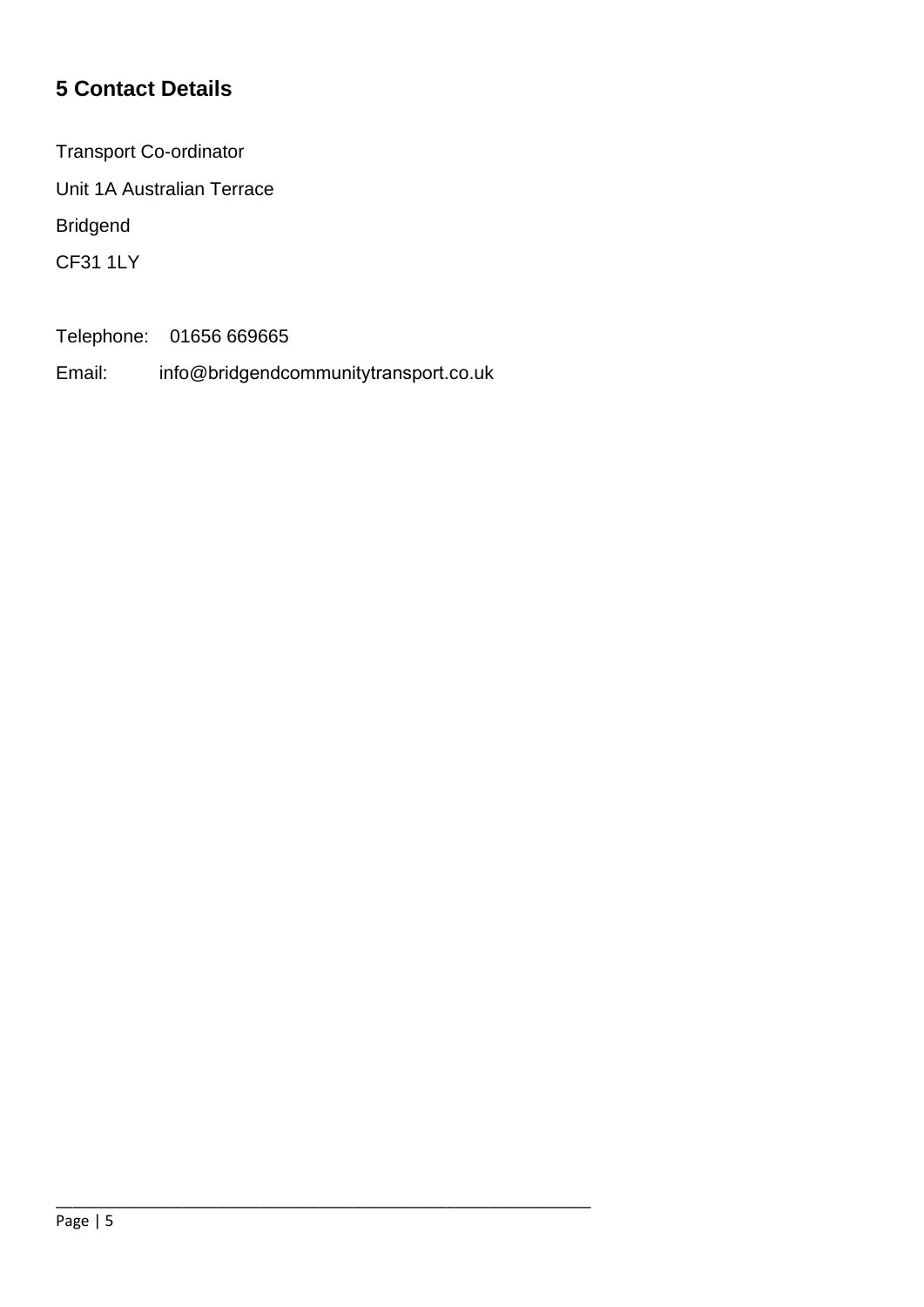## 5 Contact Details

Transport Co-ordinator

Unit 1A Australian Terrace

Bridgend

CF31 1LY

Telephone: 01656 669665

Email: info@bridgendcommunitytransport.co.uk